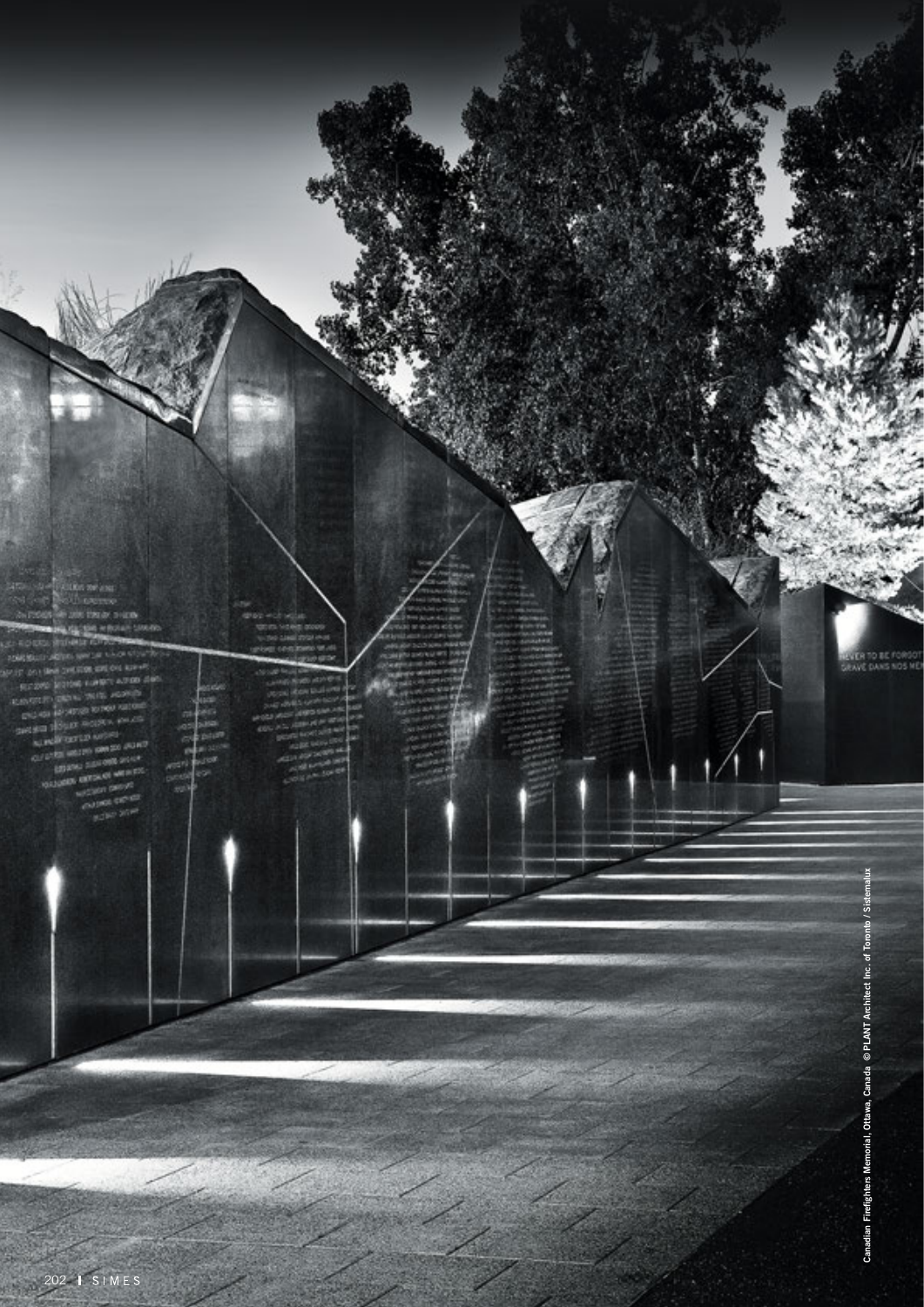Canadian Firefighters Memorial, Ottawa, Canada © PLANT Architect Inc. of Toronto / Sistemalux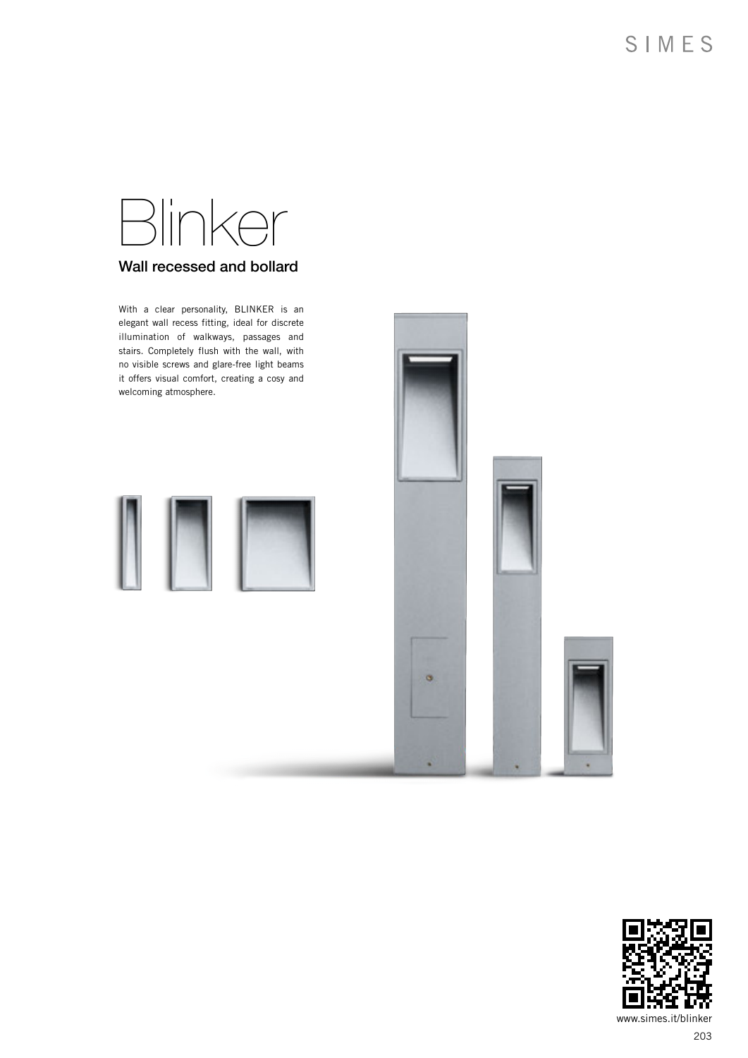# Blinker

## Wall recessed and bollard

With a clear personality, BLINKER is an elegant wall recess fitting, ideal for discrete illumination of walkways, passages and stairs. Completely flush with the wall, with no visible screws and glare-free light beams it offers visual comfort, creating a cosy and welcoming atmosphere.

www.simes.it/blinker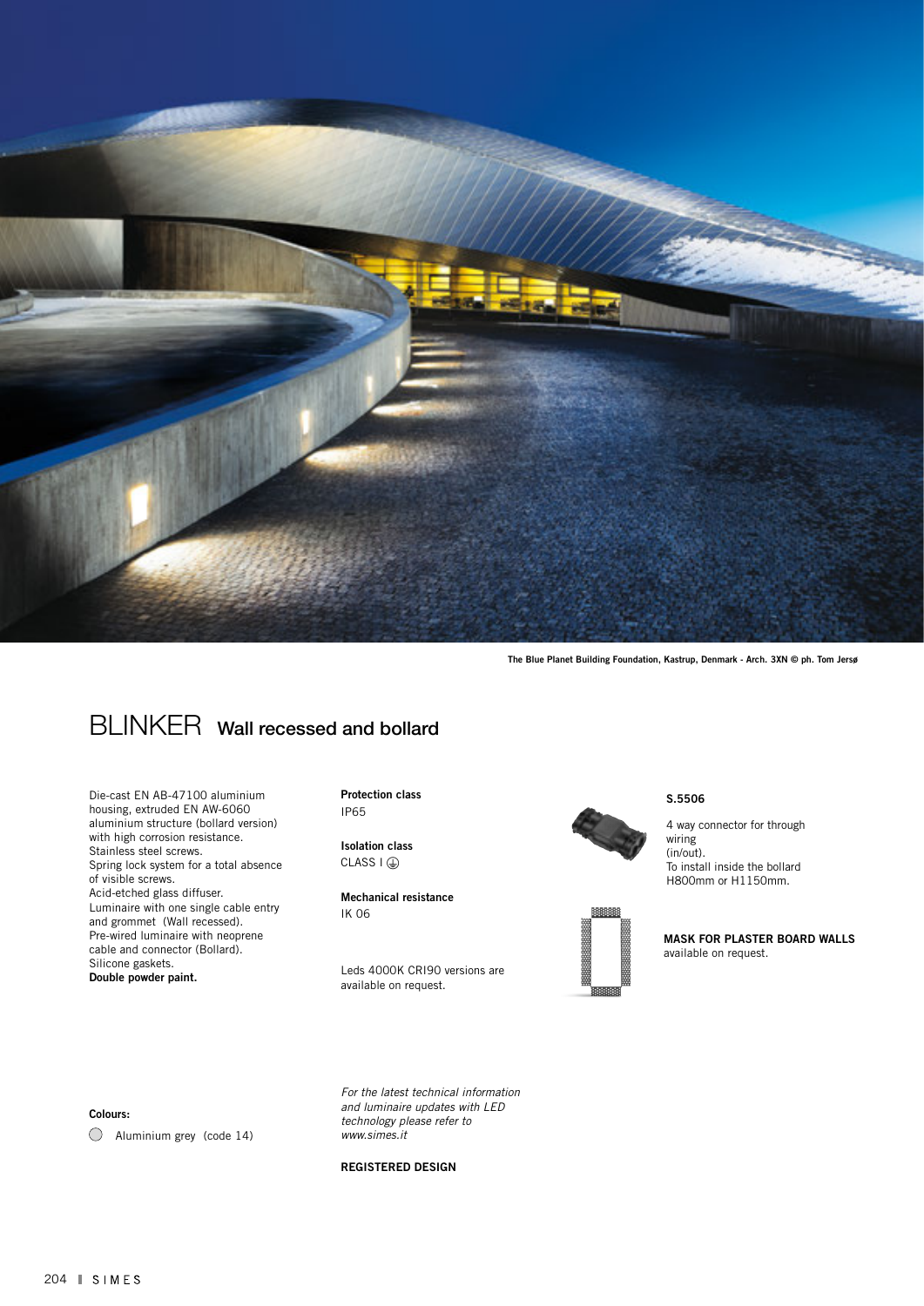The Blue Planet Building Foundation, Kastrup, Denmark - Arch. 3XN © ph. Tom Jersø

# BLINKER Wall recessed and bollard

Die-cast EN AB-47100 aluminium housing, extruded EN AW-6060 aluminium structure (bollard version) with high corrosion resistance.
Stainless steel screws.
Spring lock system for a total absence of visible screws.
Acid-etched glass diffuser.
Luminaire with one single cable entry and grommet (Wall recessed).
Pre-wired luminaire with neoprene cable and connector (Bollard).
Silicone gaskets.
**Double powder paint.**

**Protection class**
IP65

**Isolation class**
CLASS I ⏚

**Mechanical resistance**
IK 06

Leds 4000K CRI90 versions are available on request.

**S.5506**

4 way connector for through wiring
(in/out).
To install inside the bollard H800mm or H1150mm.

**MASK FOR PLASTER BOARD WALLS**
available on request.

**Colours:**

◯ Aluminium grey (code 14)

*For the latest technical information and luminaire updates with LED technology please refer to www.simes.it*

**REGISTERED DESIGN**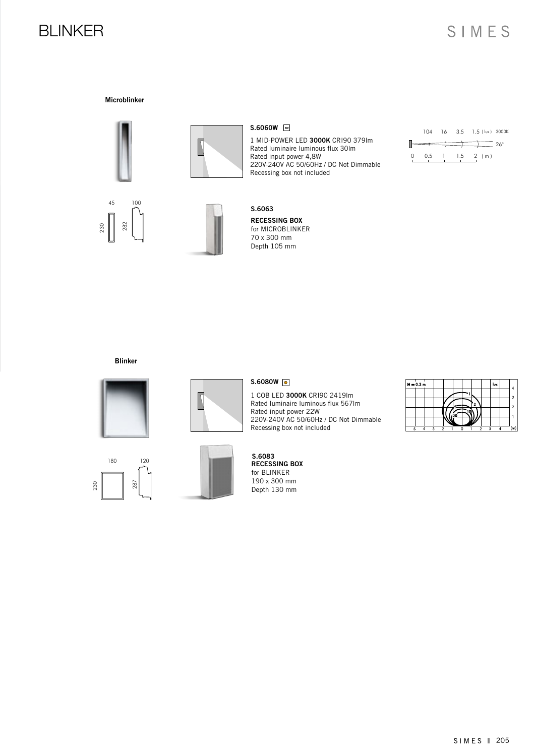# BLINKER

## Microblinker

**S.6060W**

1 MID-POWER LED **3000K** CRI90 379lm
Rated luminaire luminous flux 30lm
Rated input power 4,8W
220V-240V AC 50/60Hz / DC Not Dimmable
Recessing box not included

104 16 3.5 1.5 (lux) 3000K
26°
0 0.5 1 1.5 2 (m)

45 100
230 282

**S.6063**

**RECESSING BOX**
for MICROBLINKER
70 x 300 mm
Depth 105 mm

## Blinker

**S.6080W**

1 COB LED **3000K** CRI90 2419lm
Rated luminaire luminous flux 567lm
Rated input power 22W
220V-240V AC 50/60Hz / DC Not Dimmable
Recessing box not included

H = 0.3 m lux
1 2 5 10 20
5 4 3 2 1 0 1 2 3 4 (m)

180 120
230 287

**S.6083**
**RECESSING BOX**
for BLINKER
190 x 300 mm
Depth 130 mm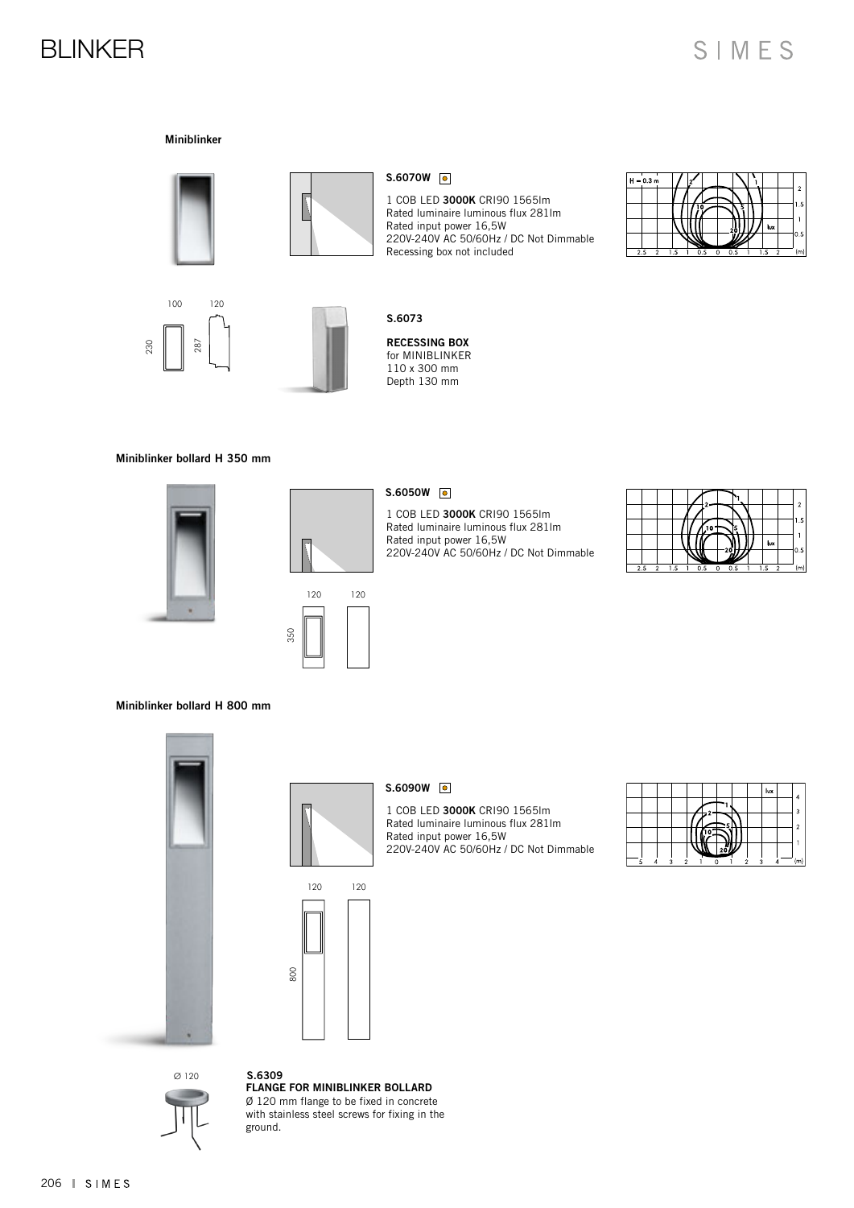# BLINKER

SIMES

## Miniblinker

100 120

230 287

**S.6070W**

1 COB LED **3000K** CRI90 1565lm
Rated luminaire luminous flux 281lm
Rated input power 16,5W
220V-240V AC 50/60Hz / DC Not Dimmable
Recessing box not included

**S.6073**

**RECESSING BOX**
for MINIBLINKER
110 x 300 mm
Depth 130 mm

## Miniblinker bollard H 350 mm

120 120

350

**S.6050W**

1 COB LED **3000K** CRI90 1565lm
Rated luminaire luminous flux 281lm
Rated input power 16,5W
220V-240V AC 50/60Hz / DC Not Dimmable

## Miniblinker bollard H 800 mm

120 120

800

**S.6090W**

1 COB LED **3000K** CRI90 1565lm
Rated luminaire luminous flux 281lm
Rated input power 16,5W
220V-240V AC 50/60Hz / DC Not Dimmable

Ø 120

**S.6309**
**FLANGE FOR MINIBLINKER BOLLARD**
Ø 120 mm flange to be fixed in concrete with stainless steel screws for fixing in the ground.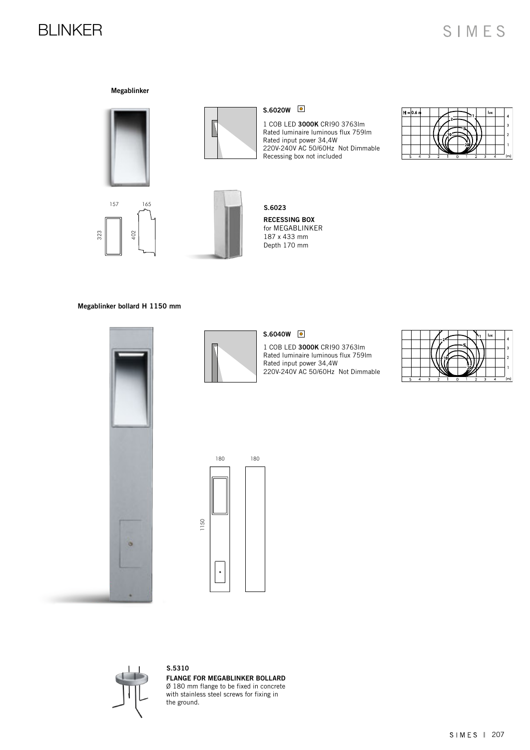# BLINKER

### Megablinker

157 165

323 402

**S.6020W**

1 COB LED **3000K** CRI90 3763lm
Rated luminaire luminous flux 759lm
Rated input power 34,4W
220V-240V AC 50/60Hz Not Dimmable
Recessing box not included

H = 0.6 m
lux
1 2 5 10 20
5 4 3 2 1 0 1 2 3 4 (m)

**S.6023**

**RECESSING BOX**
for MEGABLINKER
187 x 433 mm
Depth 170 mm

### Megablinker bollard H 1150 mm

**S.6040W**

1 COB LED **3000K** CRI90 3763lm
Rated luminaire luminous flux 759lm
Rated input power 34,4W
220V-240V AC 50/60Hz Not Dimmable

lux
1 2 5 10 20
5 4 3 2 1 0 1 2 3 4 (m)

180 180

1150

**S.5310**

**FLANGE FOR MEGABLINKER BOLLARD**
Ø 180 mm flange to be fixed in concrete with stainless steel screws for fixing in the ground.